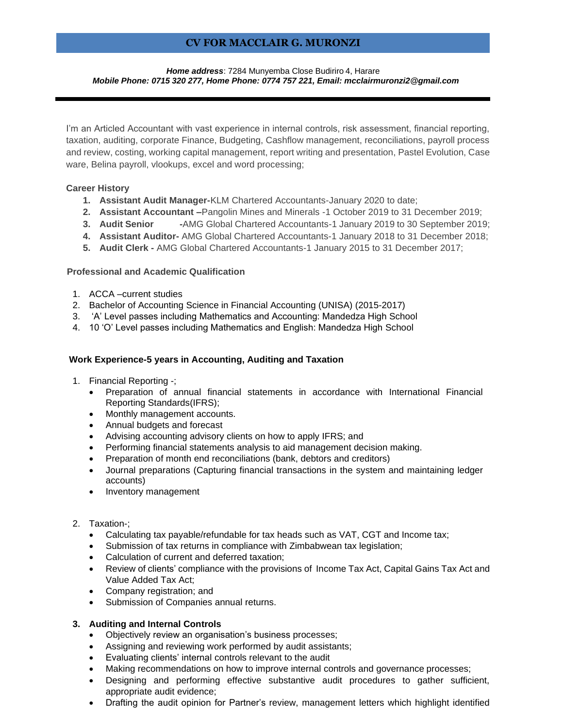# CV FOR MACCLAIR G. MURONZI

***Home address***: 7284 Munyemba Close Budiriro 4, Harare
***Mobile Phone: 0715 320 277, Home Phone: 0774 757 221, Email: mcclairmuronzi2@gmail.com***

---

I'm an Articled Accountant with vast experience in internal controls, risk assessment, financial reporting, taxation, auditing, corporate Finance, Budgeting, Cashflow management, reconciliations, payroll process and review, costing, working capital management, report writing and presentation, Pastel Evolution, Case ware, Belina payroll, vlookups, excel and word processing;

**Career History**

1. **Assistant Audit Manager-**KLM Chartered Accountants-January 2020 to date;
2. **Assistant Accountant –**Pangolin Mines and Minerals -1 October 2019 to 31 December 2019;
3. **Audit Senior -**AMG Global Chartered Accountants-1 January 2019 to 30 September 2019;
4. **Assistant Auditor-** AMG Global Chartered Accountants-1 January 2018 to 31 December 2018;
5. **Audit Clerk -** AMG Global Chartered Accountants-1 January 2015 to 31 December 2017;

**Professional and Academic Qualification**

1. ACCA –current studies
2. Bachelor of Accounting Science in Financial Accounting (UNISA) (2015-2017)
3. 'A' Level passes including Mathematics and Accounting: Mandedza High School
4. 10 'O' Level passes including Mathematics and English: Mandedza High School

**Work Experience-5 years in Accounting, Auditing and Taxation**

1. Financial Reporting -;
   - Preparation of annual financial statements in accordance with International Financial Reporting Standards(IFRS);
   - Monthly management accounts.
   - Annual budgets and forecast
   - Advising accounting advisory clients on how to apply IFRS; and
   - Performing financial statements analysis to aid management decision making.
   - Preparation of month end reconciliations (bank, debtors and creditors)
   - Journal preparations (Capturing financial transactions in the system and maintaining ledger accounts)
   - Inventory management

2. Taxation-;
   - Calculating tax payable/refundable for tax heads such as VAT, CGT and Income tax;
   - Submission of tax returns in compliance with Zimbabwean tax legislation;
   - Calculation of current and deferred taxation;
   - Review of clients' compliance with the provisions of Income Tax Act, Capital Gains Tax Act and Value Added Tax Act;
   - Company registration; and
   - Submission of Companies annual returns.

3. **Auditing and Internal Controls**
   - Objectively review an organisation's business processes;
   - Assigning and reviewing work performed by audit assistants;
   - Evaluating clients' internal controls relevant to the audit
   - Making recommendations on how to improve internal controls and governance processes;
   - Designing and performing effective substantive audit procedures to gather sufficient, appropriate audit evidence;
   - Drafting the audit opinion for Partner's review, management letters which highlight identified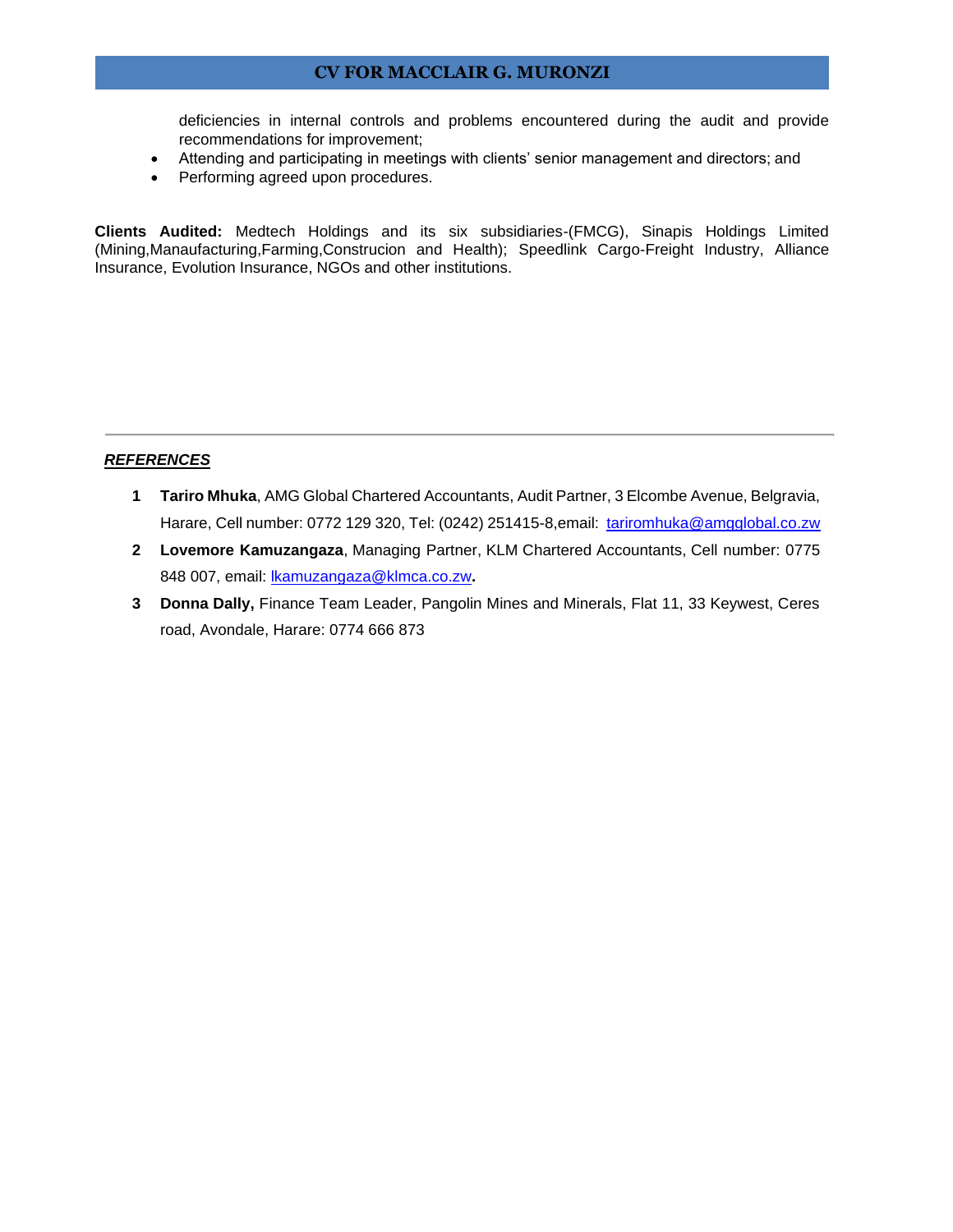deficiencies in internal controls and problems encountered during the audit and provide recommendations for improvement;

- Attending and participating in meetings with clients' senior management and directors; and
- Performing agreed upon procedures.

**Clients Audited:** Medtech Holdings and its six subsidiaries-(FMCG), Sinapis Holdings Limited (Mining,Manaufacturing,Farming,Construcion and Health); Speedlink Cargo-Freight Industry, Alliance Insurance, Evolution Insurance, NGOs and other institutions.

---

***REFERENCES***

1. **Tariro Mhuka**, AMG Global Chartered Accountants, Audit Partner, 3 Elcombe Avenue, Belgravia, Harare, Cell number: 0772 129 320, Tel: (0242) 251415-8,email: tariromhuka@amgglobal.co.zw
2. **Lovemore Kamuzangaza**, Managing Partner, KLM Chartered Accountants, Cell number: 0775 848 007, email: lkamuzangaza@klmca.co.zw**.**
3. **Donna Dally,** Finance Team Leader, Pangolin Mines and Minerals, Flat 11, 33 Keywest, Ceres road, Avondale, Harare: 0774 666 873